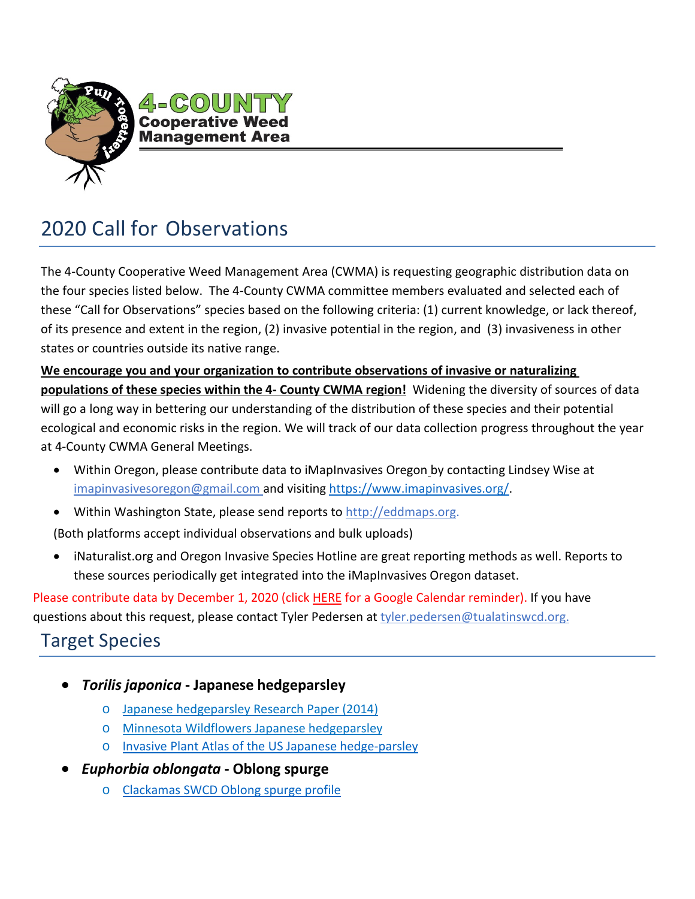**4-COUNTY**
**Cooperative Weed Management Area**

# 2020 Call for Observations

The 4-County Cooperative Weed Management Area (CWMA) is requesting geographic distribution data on the four species listed below. The 4-County CWMA committee members evaluated and selected each of these "Call for Observations" species based on the following criteria: (1) current knowledge, or lack thereof, of its presence and extent in the region, (2) invasive potential in the region, and (3) invasiveness in other states or countries outside its native range.

**We encourage you and your organization to contribute observations of invasive or naturalizing populations of these species within the 4- County CWMA region!** Widening the diversity of sources of data will go a long way in bettering our understanding of the distribution of these species and their potential ecological and economic risks in the region. We will track of our data collection progress throughout the year at 4-County CWMA General Meetings.

- Within Oregon, please contribute data to iMapInvasives Oregon by contacting Lindsey Wise at imapinvasivesoregon@gmail.com and visiting https://www.imapinvasives.org/.
- Within Washington State, please send reports to http://eddmaps.org.

(Both platforms accept individual observations and bulk uploads)

- iNaturalist.org and Oregon Invasive Species Hotline are great reporting methods as well. Reports to these sources periodically get integrated into the iMapInvasives Oregon dataset.

Please contribute data by December 1, 2020 (click HERE for a Google Calendar reminder). If you have questions about this request, please contact Tyler Pedersen at tyler.pedersen@tualatinswcd.org.

## Target Species

- ***Torilis japonica*** **- Japanese hedgeparsley**
  - Japanese hedgeparsley Research Paper (2014)
  - Minnesota Wildflowers Japanese hedgeparsley
  - Invasive Plant Atlas of the US Japanese hedge-parsley
- ***Euphorbia oblongata*** **- Oblong spurge**
  - Clackamas SWCD Oblong spurge profile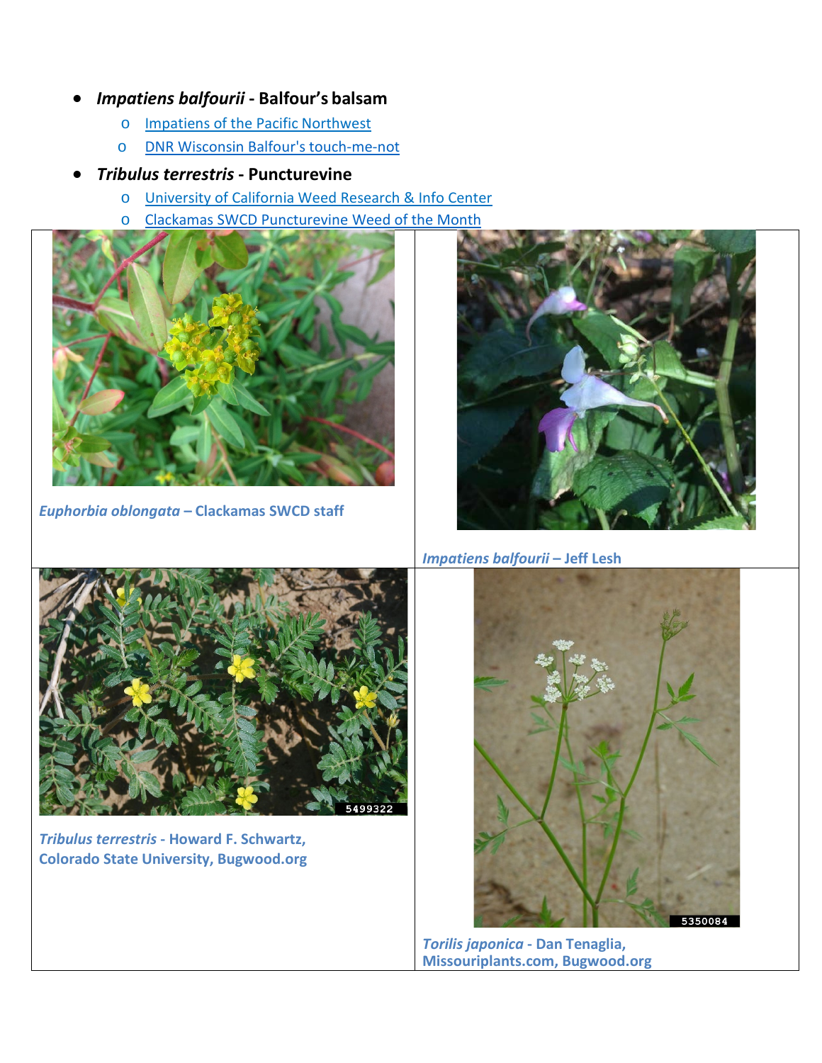- ***Impatiens balfourii* - Balfour's balsam**
  - Impatiens of the Pacific Northwest
  - DNR Wisconsin Balfour's touch-me-not
- ***Tribulus terrestris* - Puncturevine**
  - University of California Weed Research & Info Center
  - Clackamas SWCD Puncturevine Weed of the Month

***Euphorbia oblongata* – Clackamas SWCD staff**

***Impatiens balfourii* – Jeff Lesh**

***Tribulus terrestris* - Howard F. Schwartz, Colorado State University, Bugwood.org**

***Torilis japonica* - Dan Tenaglia, Missouriplants.com, Bugwood.org**